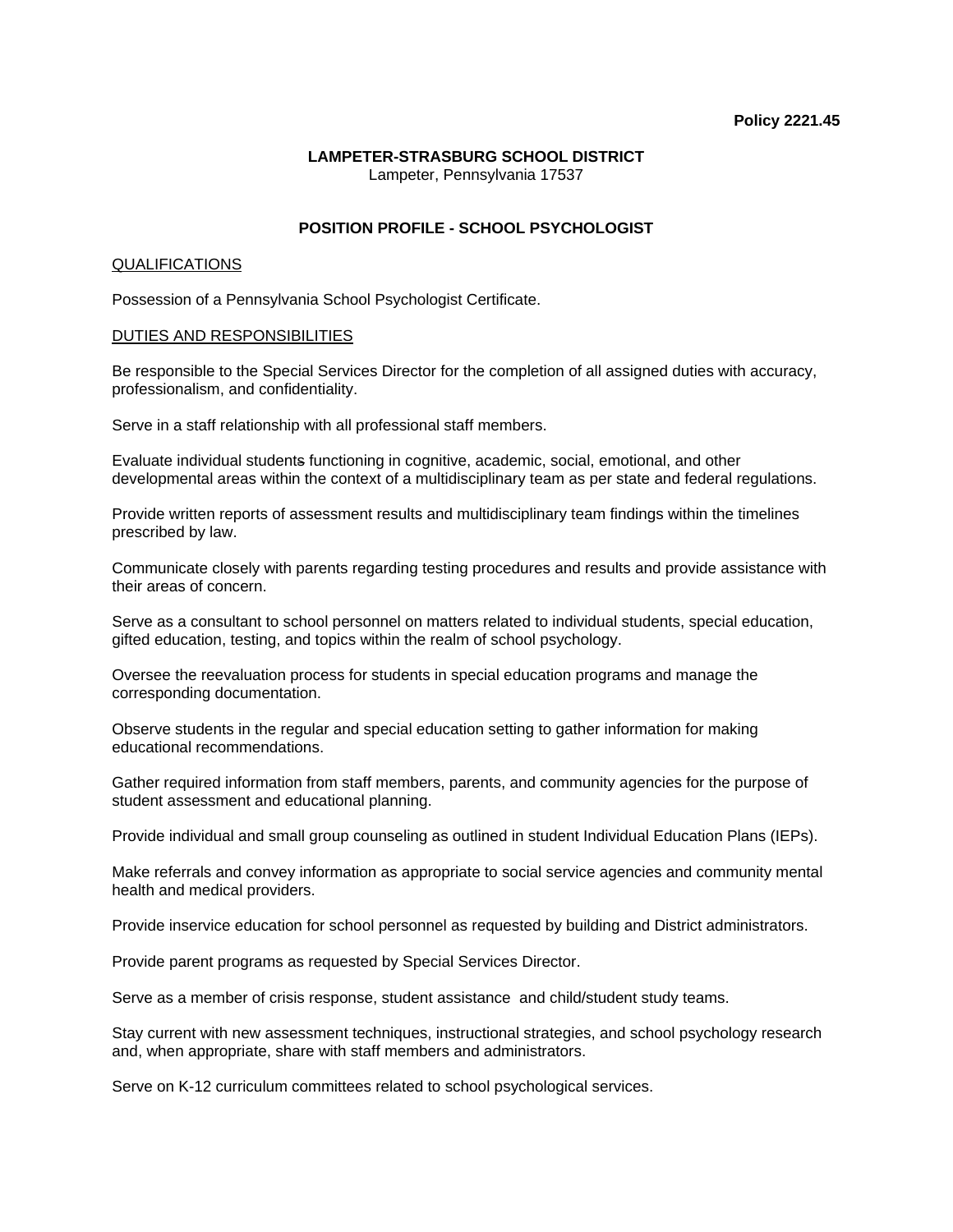**Policy 2221.45**

**LAMPETER-STRASBURG SCHOOL DISTRICT**
Lampeter, Pennsylvania 17537

**POSITION PROFILE - SCHOOL PSYCHOLOGIST**

QUALIFICATIONS

Possession of a Pennsylvania School Psychologist Certificate.

DUTIES AND RESPONSIBILITIES

Be responsible to the Special Services Director for the completion of all assigned duties with accuracy, professionalism, and confidentiality.

Serve in a staff relationship with all professional staff members.

Evaluate individual students functioning in cognitive, academic, social, emotional, and other developmental areas within the context of a multidisciplinary team as per state and federal regulations.

Provide written reports of assessment results and multidisciplinary team findings within the timelines prescribed by law.

Communicate closely with parents regarding testing procedures and results and provide assistance with their areas of concern.

Serve as a consultant to school personnel on matters related to individual students, special education, gifted education, testing, and topics within the realm of school psychology.

Oversee the reevaluation process for students in special education programs and manage the corresponding documentation.

Observe students in the regular and special education setting to gather information for making educational recommendations.

Gather required information from staff members, parents, and community agencies for the purpose of student assessment and educational planning.

Provide individual and small group counseling as outlined in student Individual Education Plans (IEPs).

Make referrals and convey information as appropriate to social service agencies and community mental health and medical providers.

Provide inservice education for school personnel as requested by building and District administrators.

Provide parent programs as requested by Special Services Director.

Serve as a member of crisis response, student assistance and child/student study teams.

Stay current with new assessment techniques, instructional strategies, and school psychology research and, when appropriate, share with staff members and administrators.

Serve on K-12 curriculum committees related to school psychological services.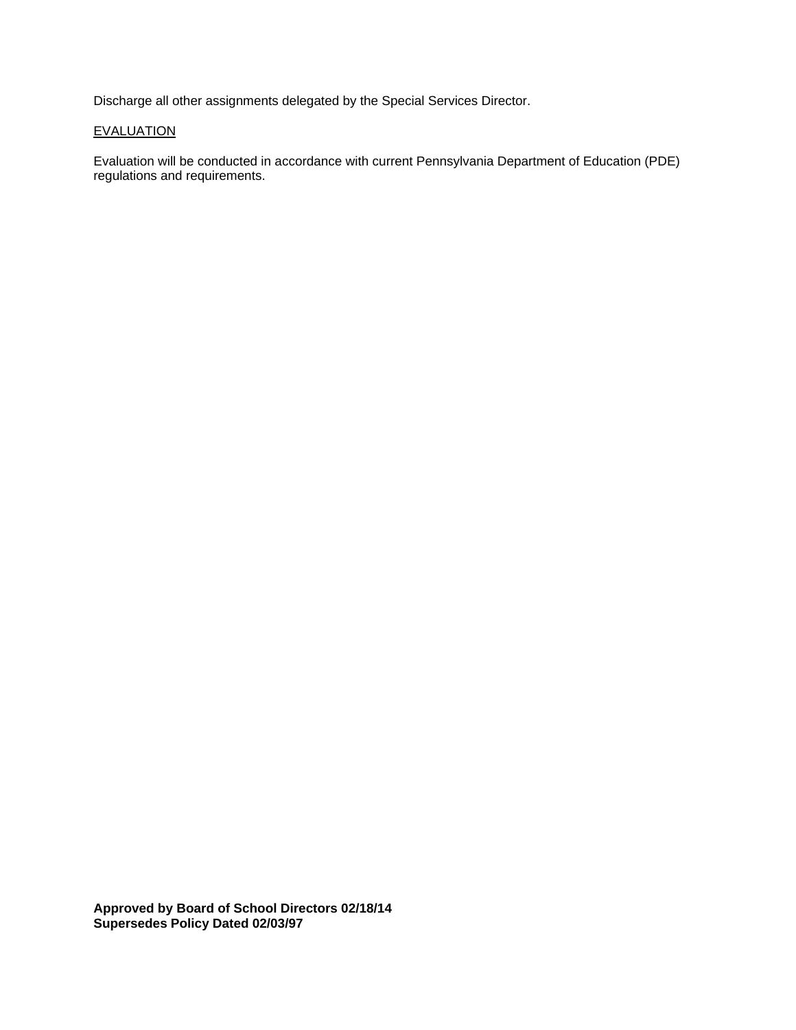Discharge all other assignments delegated by the Special Services Director.

EVALUATION

Evaluation will be conducted in accordance with current Pennsylvania Department of Education (PDE) regulations and requirements.

**Approved by Board of School Directors 02/18/14**
**Supersedes Policy Dated 02/03/97**